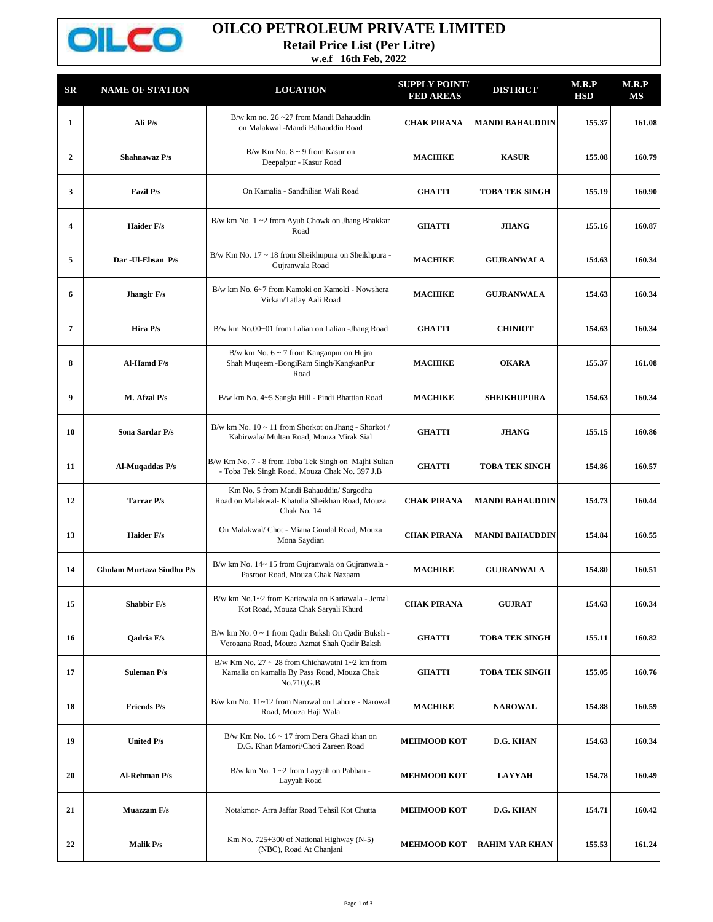# OILCO PETROLEUM PRIVATE LIMITED

## Retail Price List (Per Litre)

**w.e.f 16th Feb, 2022**

| SR | NAME OF STATION | LOCATION | SUPPLY POINT/ FED AREAS | DISTRICT | M.R.P HSD | M.R.P MS |
|---|---|---|---|---|---|---|
| 1 | Ali P/s | B/w km no. 26 ~27 from Mandi Bahauddin on Malakwal -Mandi Bahauddin Road | CHAK PIRANA | MANDI BAHAUDDIN | 155.37 | 161.08 |
| 2 | Shahnawaz P/s | B/w Km No. 8 ~ 9 from Kasur on Deepalpur - Kasur Road | MACHIKE | KASUR | 155.08 | 160.79 |
| 3 | Fazil P/s | On Kamalia - Sandhilian Wali Road | GHATTI | TOBA TEK SINGH | 155.19 | 160.90 |
| 4 | Haider F/s | B/w km No. 1 ~2 from Ayub Chowk on Jhang Bhakkar Road | GHATTI | JHANG | 155.16 | 160.87 |
| 5 | Dar -Ul-Ehsan P/s | B/w Km No. 17 ~ 18 from Sheikhupura on Sheikhpura - Gujranwala Road | MACHIKE | GUJRANWALA | 154.63 | 160.34 |
| 6 | Jhangir F/s | B/w km No. 6~7 from Kamoki on Kamoki - Nowshera Virkan/Tatlay Aali Road | MACHIKE | GUJRANWALA | 154.63 | 160.34 |
| 7 | Hira P/s | B/w km No.00~01 from Lalian on Lalian -Jhang Road | GHATTI | CHINIOT | 154.63 | 160.34 |
| 8 | Al-Hamd F/s | B/w km No. 6 ~ 7 from Kanganpur on Hujra Shah Muqeem -BongiRam Singh/KangkanPur Road | MACHIKE | OKARA | 155.37 | 161.08 |
| 9 | M. Afzal P/s | B/w km No. 4~5 Sangla Hill - Pindi Bhattian Road | MACHIKE | SHEIKHUPURA | 154.63 | 160.34 |
| 10 | Sona Sardar P/s | B/w km No. 10 ~ 11 from Shorkot on Jhang - Shorkot / Kabirwala/ Multan Road, Mouza Mirak Sial | GHATTI | JHANG | 155.15 | 160.86 |
| 11 | Al-Muqaddas P/s | B/w Km No. 7 - 8 from Toba Tek Singh on Majhi Sultan - Toba Tek Singh Road, Mouza Chak No. 397 J.B | GHATTI | TOBA TEK SINGH | 154.86 | 160.57 |
| 12 | Tarrar P/s | Km No. 5 from Mandi Bahauddin/ Sargodha Road on Malakwal- Khatulia Sheikhan Road, Mouza Chak No. 14 | CHAK PIRANA | MANDI BAHAUDDIN | 154.73 | 160.44 |
| 13 | Haider F/s | On Malakwal/ Chot - Miana Gondal Road, Mouza Mona Saydian | CHAK PIRANA | MANDI BAHAUDDIN | 154.84 | 160.55 |
| 14 | Ghulam Murtaza Sindhu P/s | B/w km No. 14~ 15 from Gujranwala on Gujranwala - Pasroor Road, Mouza Chak Nazaam | MACHIKE | GUJRANWALA | 154.80 | 160.51 |
| 15 | Shabbir F/s | B/w km No.1~2 from Kariawala on Kariawala - Jemal Kot Road, Mouza Chak Saryali Khurd | CHAK PIRANA | GUJRAT | 154.63 | 160.34 |
| 16 | Qadria F/s | B/w km No. 0 ~ 1 from Qadir Buksh On Qadir Buksh - Veroaana Road, Mouza Azmat Shah Qadir Baksh | GHATTI | TOBA TEK SINGH | 155.11 | 160.82 |
| 17 | Suleman P/s | B/w Km No. 27 ~ 28 from Chichawatni 1~2 km from Kamalia on kamalia By Pass Road, Mouza Chak No.710,G.B | GHATTI | TOBA TEK SINGH | 155.05 | 160.76 |
| 18 | Friends P/s | B/w km No. 11~12 from Narowal on Lahore - Narowal Road, Mouza Haji Wala | MACHIKE | NAROWAL | 154.88 | 160.59 |
| 19 | United P/s | B/w Km No. 16 ~ 17 from Dera Ghazi khan on D.G. Khan Mamori/Choti Zareen Road | MEHMOOD KOT | D.G. KHAN | 154.63 | 160.34 |
| 20 | Al-Rehman P/s | B/w km No. 1 ~2 from Layyah on Pabban - Layyah Road | MEHMOOD KOT | LAYYAH | 154.78 | 160.49 |
| 21 | Muazzam F/s | Notakmor- Arra Jaffar Road Tehsil Kot Chutta | MEHMOOD KOT | D.G. KHAN | 154.71 | 160.42 |
| 22 | Malik P/s | Km No. 725+300 of National Highway (N-5) (NBC), Road At Chanjani | MEHMOOD KOT | RAHIM YAR KHAN | 155.53 | 161.24 |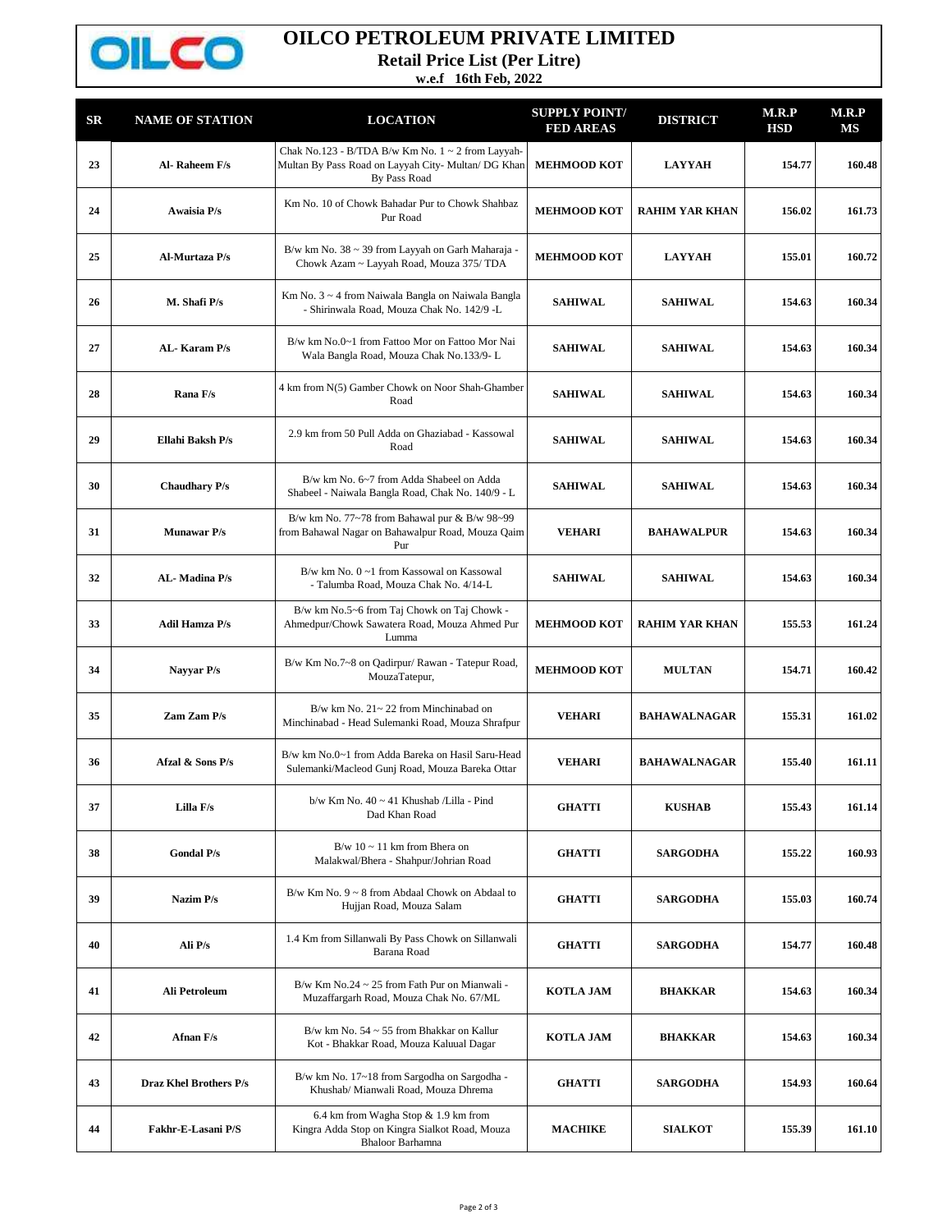# OILCO PETROLEUM PRIVATE LIMITED

**Retail Price List (Per Litre)**

**w.e.f 16th Feb, 2022**

| SR | NAME OF STATION | LOCATION | SUPPLY POINT/ FED AREAS | DISTRICT | M.R.P HSD | M.R.P MS |
|---|---|---|---|---|---|---|
| 23 | Al- Raheem F/s | Chak No.123 - B/TDA B/w Km No. 1 ~ 2 from Layyah-Multan By Pass Road on Layyah City- Multan/ DG Khan By Pass Road | MEHMOOD KOT | LAYYAH | 154.77 | 160.48 |
| 24 | Awaisia P/s | Km No. 10 of Chowk Bahadar Pur to Chowk Shahbaz Pur Road | MEHMOOD KOT | RAHIM YAR KHAN | 156.02 | 161.73 |
| 25 | Al-Murtaza P/s | B/w km No. 38 ~ 39 from Layyah on Garh Maharaja - Chowk Azam ~ Layyah Road, Mouza 375/ TDA | MEHMOOD KOT | LAYYAH | 155.01 | 160.72 |
| 26 | M. Shafi P/s | Km No. 3 ~ 4 from Naiwala Bangla on Naiwala Bangla - Shirinwala Road, Mouza Chak No. 142/9 -L | SAHIWAL | SAHIWAL | 154.63 | 160.34 |
| 27 | AL- Karam P/s | B/w km No.0~1 from Fattoo Mor on Fattoo Mor Nai Wala Bangla Road, Mouza Chak No.133/9- L | SAHIWAL | SAHIWAL | 154.63 | 160.34 |
| 28 | Rana F/s | 4 km from N(5) Gamber Chowk on Noor Shah-Ghamber Road | SAHIWAL | SAHIWAL | 154.63 | 160.34 |
| 29 | Ellahi Baksh P/s | 2.9 km from 50 Pull Adda on Ghaziabad - Kassowal Road | SAHIWAL | SAHIWAL | 154.63 | 160.34 |
| 30 | Chaudhary P/s | B/w km No. 6~7 from Adda Shabeel on Adda Shabeel - Naiwala Bangla Road, Chak No. 140/9 - L | SAHIWAL | SAHIWAL | 154.63 | 160.34 |
| 31 | Munawar P/s | B/w km No. 77~78 from Bahawal pur & B/w 98~99 from Bahawal Nagar on Bahawalpur Road, Mouza Qaim Pur | VEHARI | BAHAWALPUR | 154.63 | 160.34 |
| 32 | AL- Madina P/s | B/w km No. 0 ~1 from Kassowal on Kassowal - Talumba Road, Mouza Chak No. 4/14-L | SAHIWAL | SAHIWAL | 154.63 | 160.34 |
| 33 | Adil Hamza P/s | B/w km No.5~6 from Taj Chowk on Taj Chowk - Ahmedpur/Chowk Sawatera Road, Mouza Ahmed Pur Lumma | MEHMOOD KOT | RAHIM YAR KHAN | 155.53 | 161.24 |
| 34 | Nayyar P/s | B/w Km No.7~8 on Qadirpur/ Rawan - Tatepur Road, MouzaTatepur, | MEHMOOD KOT | MULTAN | 154.71 | 160.42 |
| 35 | Zam Zam P/s | B/w km No. 21~ 22 from Minchinabad on Minchinabad - Head Sulemanki Road, Mouza Shrafpur | VEHARI | BAHAWALNAGAR | 155.31 | 161.02 |
| 36 | Afzal & Sons P/s | B/w km No.0~1 from Adda Bareka on Hasil Saru-Head Sulemanki/Macleod Gunj Road, Mouza Bareka Ottar | VEHARI | BAHAWALNAGAR | 155.40 | 161.11 |
| 37 | Lilla F/s | b/w Km No. 40 ~ 41 Khushab /Lilla - Pind Dad Khan Road | GHATTI | KUSHAB | 155.43 | 161.14 |
| 38 | Gondal P/s | B/w 10 ~ 11 km from Bhera on Malakwal/Bhera - Shahpur/Johrian Road | GHATTI | SARGODHA | 155.22 | 160.93 |
| 39 | Nazim P/s | B/w Km No. 9 ~ 8 from Abdaal Chowk on Abdaal to Hujjan Road, Mouza Salam | GHATTI | SARGODHA | 155.03 | 160.74 |
| 40 | Ali P/s | 1.4 Km from Sillanwali By Pass Chowk on Sillanwali Barana Road | GHATTI | SARGODHA | 154.77 | 160.48 |
| 41 | Ali Petroleum | B/w Km No.24 ~ 25 from Fath Pur on Mianwali - Muzaffargarh Road, Mouza Chak No. 67/ML | KOTLA JAM | BHAKKAR | 154.63 | 160.34 |
| 42 | Afnan F/s | B/w km No. 54 ~ 55 from Bhakkar on Kallur Kot - Bhakkar Road, Mouza Kaluual Dagar | KOTLA JAM | BHAKKAR | 154.63 | 160.34 |
| 43 | Draz Khel Brothers P/s | B/w km No. 17~18 from Sargodha on Sargodha - Khushab/ Mianwali Road, Mouza Dhrema | GHATTI | SARGODHA | 154.93 | 160.64 |
| 44 | Fakhr-E-Lasani P/S | 6.4 km from Wagha Stop & 1.9 km from Kingra Adda Stop on Kingra Sialkot Road, Mouza Bhaloor Barhamna | MACHIKE | SIALKOT | 155.39 | 161.10 |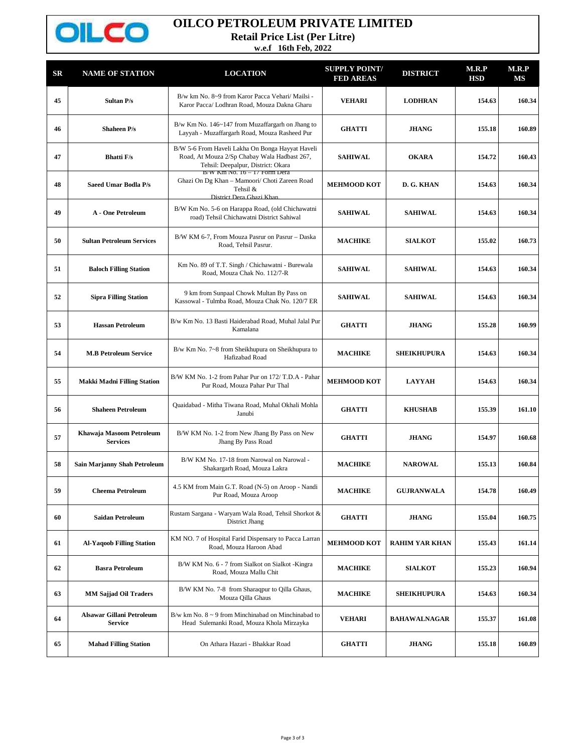# OILCO PETROLEUM PRIVATE LIMITED

## Retail Price List (Per Litre)

**w.e.f 16th Feb, 2022**

| SR | NAME OF STATION | LOCATION | SUPPLY POINT/ FED AREAS | DISTRICT | M.R.P HSD | M.R.P MS |
|---|---|---|---|---|---|---|
| 45 | Sultan P/s | B/w km No. 8~9 from Karor Pacca Vehari/ Mailsi - Karor Pacca/ Lodhran Road, Mouza Dakna Gharu | VEHARI | LODHRAN | 154.63 | 160.34 |
| 46 | Shaheen P/s | B/w Km No. 146~147 from Muzaffargarh on Jhang to Layyah - Muzaffargarh Road, Mouza Rasheed Pur | GHATTI | JHANG | 155.18 | 160.89 |
| 47 | Bhatti F/s | B/W 5-6 From Haveli Lakha On Bonga Hayyat Haveli Road, At Mouza 2/Sp Chabay Wala Hadbast 267, Tehsil: Deepalpur, District: Okara | SAHIWAL | OKARA | 154.72 | 160.43 |
| 48 | Saeed Umar Bodla P/s | B/W Km No. 16 – 17 Form Dera Ghazi On Dg Khan – Mamoori/ Choti Zareen Road Tehsil & District Dera Ghazi Khan | MEHMOOD KOT | D. G. KHAN | 154.63 | 160.34 |
| 49 | A - One Petroleum | B/W Km No. 5-6 on Harappa Road, (old Chichawatni road) Tehsil Chichawatni District Sahiwal | SAHIWAL | SAHIWAL | 154.63 | 160.34 |
| 50 | Sultan Petroleum Services | B/W KM 6-7, From Mouza Pasrur on Pasrur – Daska Road, Tehsil Pasrur. | MACHIKE | SIALKOT | 155.02 | 160.73 |
| 51 | Baloch Filling Station | Km No. 89 of T.T. Singh / Chichawatni - Burewala Road, Mouza Chak No. 112/7-R | SAHIWAL | SAHIWAL | 154.63 | 160.34 |
| 52 | Sipra Filling Station | 9 km from Sunpaal Chowk Multan By Pass on Kassowal - Tulmba Road, Mouza Chak No. 120/7 ER | SAHIWAL | SAHIWAL | 154.63 | 160.34 |
| 53 | Hassan Petroleum | B/w Km No. 13 Basti Haiderabad Road, Muhal Jalal Pur Kamalana | GHATTI | JHANG | 155.28 | 160.99 |
| 54 | M.B Petroleum Service | B/w Km No. 7~8 from Sheikhupura on Sheikhupura to Hafizabad Road | MACHIKE | SHEIKHUPURA | 154.63 | 160.34 |
| 55 | Makki Madni Filling Station | B/W KM No. 1-2 from Pahar Pur on 172/ T.D.A - Pahar Pur Road, Mouza Pahar Pur Thal | MEHMOOD KOT | LAYYAH | 154.63 | 160.34 |
| 56 | Shaheen Petroleum | Quaidabad - Mitha Tiwana Road, Muhal Okhali Mohla Janubi | GHATTI | KHUSHAB | 155.39 | 161.10 |
| 57 | Khawaja Masoom Petroleum Services | B/W KM No. 1-2 from New Jhang By Pass on New Jhang By Pass Road | GHATTI | JHANG | 154.97 | 160.68 |
| 58 | Sain Marjanny Shah Petroleum | B/W KM No. 17-18 from Narowal on Narowal - Shakargarh Road, Mouza Lakra | MACHIKE | NAROWAL | 155.13 | 160.84 |
| 59 | Cheema Petroleum | 4.5 KM from Main G.T. Road (N-5) on Aroop - Nandi Pur Road, Mouza Aroop | MACHIKE | GUJRANWALA | 154.78 | 160.49 |
| 60 | Saidan Petroleum | Rustam Sargana - Waryam Wala Road, Tehsil Shorkot & District Jhang | GHATTI | JHANG | 155.04 | 160.75 |
| 61 | Al-Yaqoob Filling Station | KM NO. 7 of Hospital Farid Dispensary to Pacca Larran Road, Mouza Haroon Abad | MEHMOOD KOT | RAHIM YAR KHAN | 155.43 | 161.14 |
| 62 | Basra Petroleum | B/W KM No. 6 - 7 from Sialkot on Sialkot -Kingra Road, Mouza Mallu Chit | MACHIKE | SIALKOT | 155.23 | 160.94 |
| 63 | MM Sajjad Oil Traders | B/W KM No. 7-8 from Sharaqpur to Qilla Ghaus, Mouza Qilla Ghaus | MACHIKE | SHEIKHUPURA | 154.63 | 160.34 |
| 64 | Alsawar Gillani Petroleum Service | B/w km No. 8 ~ 9 from Minchinabad on Minchinabad to Head Sulemanki Road, Mouza Khola Mirzayka | VEHARI | BAHAWALNAGAR | 155.37 | 161.08 |
| 65 | Mahad Filling Station | On Athara Hazari - Bhakkar Road | GHATTI | JHANG | 155.18 | 160.89 |